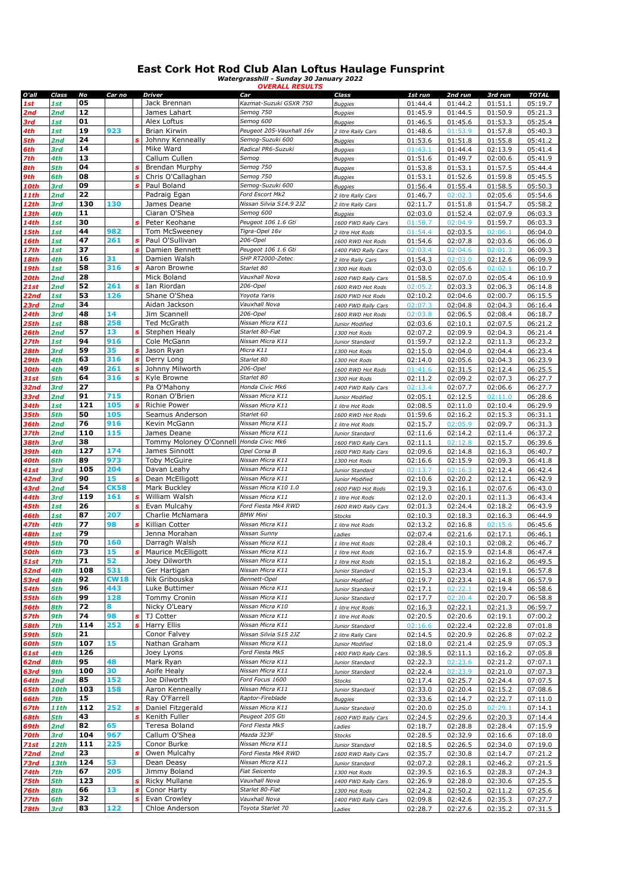# East Cork Hot Rod Club Alan Loftus Haulage Funsprint

***Watergrasshill - Sunday 30 January 2022***

***OVERALL RESULTS***

| O'all | Class | No | Car no | | Driver | Car | Class | 1st run | 2nd run | 3rd run | TOTAL |
|---|---|---|---|---|---|---|---|---|---|---|---|
| 1st | 1st | 05 | | | Jack Brennan | Kazmat-Suzuki GSXR 750 | Buggies | 01:44.4 | 01:44.2 | 01:51.1 | 05:19.7 |
| 2nd | 2nd | 12 | | | James Lahart | Semog 750 | Buggies | 01:45.9 | 01:44.5 | 01:50.9 | 05:21.3 |
| 3rd | 1st | 01 | | | Alex Loftus | Semog 600 | Buggies | 01:46.5 | 01:45.6 | 01:53.3 | 05:25.4 |
| 4th | 1st | 19 | 923 | | Brian Kirwin | Peugeot 205-Vauxhall 16v | 2 litre Rally Cars | 01:48.6 | 01:53.9 | 01:57.8 | 05:40.3 |
| 5th | 2nd | 24 | | s | Johnny Kenneally | Semog-Suzuki 600 | Buggies | 01:53.6 | 01:51.8 | 01:55.8 | 05:41.2 |
| 6th | 3rd | 14 | | | Mike Ward | Radical PR6-Suzuki | Buggies | 01:43.1 | 01:44.4 | 02:13.9 | 05:41.4 |
| 7th | 4th | 13 | | | Callum Cullen | Semog | Buggies | 01:51.6 | 01:49.7 | 02:00.6 | 05:41.9 |
| 8th | 5th | 04 | | s | Brendan Murphy | Semog 750 | Buggies | 01:53.8 | 01:53.1 | 01:57.5 | 05:44.4 |
| 9th | 6th | 08 | | s | Chris O'Callaghan | Semog 750 | Buggies | 01:53.1 | 01:52.6 | 01:59.8 | 05:45.5 |
| 10th | 3rd | 09 | | s | Paul Boland | Semog-Suzuki 600 | Buggies | 01:56.4 | 01:55.4 | 01:58.5 | 05:50.3 |
| 11th | 2nd | 22 | | | Padraig Egan | Ford Escort Mk2 | 2 litre Rally Cars | 01:46.7 | 02:02.3 | 02:05.6 | 05:54.6 |
| 12th | 3rd | 130 | 130 | | James Deane | Nissan Silvia S14.9 2JZ | 2 litre Rally Cars | 02:11.7 | 01:51.8 | 01:54.7 | 05:58.2 |
| 13th | 4th | 11 | | | Ciaran O'Shea | Semog 600 | Buggies | 02:03.0 | 01:52.4 | 02:07.9 | 06:03.3 |
| 14th | 1st | 30 | | s | Peter Keohane | Peugeot 106 1.6 Gti | 1600 FWD Rally Cars | 01:58.7 | 02:04.9 | 01:59.7 | 06:03.3 |
| 15th | 1st | 44 | 982 | | Tom McSweeney | Tigra-Opel 16v | 2 litre Hot Rods | 01:54.4 | 02:03.5 | 02:06.1 | 06:04.0 |
| 16th | 1st | 47 | 261 | s | Paul O'Sullivan | 206-Opel | 1600 RWD Hot Rods | 01:54.6 | 02:07.8 | 02:03.6 | 06:06.0 |
| 17th | 1st | 37 | | s | Damien Bennett | Peugeot 106 1.6 Gti | 1400 FWD Rally Cars | 02:03.4 | 02:04.6 | 02:01.3 | 06:09.3 |
| 18th | 4th | 16 | 31 | | Damien Walsh | SHP RT2000-Zetec | 2 litre Rally Cars | 01:54.3 | 02:03.0 | 02:12.6 | 06:09.9 |
| 19th | 1st | 58 | 316 | s | Aaron Browne | Starlet 80 | 1300 Hot Rods | 02:03.0 | 02:05.6 | 02:02.1 | 06:10.7 |
| 20th | 2nd | 28 | | | Mick Boland | Vauxhall Nova | 1600 FWD Rally Cars | 01:58.5 | 02:07.0 | 02:05.4 | 06:10.9 |
| 21st | 2nd | 52 | 261 | s | Ian Riordan | 206-Opel | 1600 RWD Hot Rods | 02:05.2 | 02:03.3 | 02:06.3 | 06:14.8 |
| 22nd | 1st | 53 | 126 | | Shane O'Shea | Yoyota Yaris | 1600 FWD Hot Rods | 02:10.2 | 02:04.6 | 02:00.7 | 06:15.5 |
| 23rd | 2nd | 34 | | | Aidan Jackson | Vauxhall Nova | 1400 FWD Rally Cars | 02:07.3 | 02:04.8 | 02:04.3 | 06:16.4 |
| 24th | 3rd | 48 | 14 | | Jim Scannell | 206-Opel | 1600 RWD Hot Rods | 02:03.8 | 02:06.5 | 02:08.4 | 06:18.7 |
| 25th | 1st | 88 | 258 | | Ted McGrath | Nissan Micra K11 | Junior Modified | 02:03.6 | 02:10.1 | 02:07.5 | 06:21.2 |
| 26th | 2nd | 57 | 13 | s | Stephen Healy | Starlet 80-Fiat | 1300 Hot Rods | 02:07.2 | 02:09.9 | 02:04.3 | 06:21.4 |
| 27th | 1st | 94 | 916 | | Cole McGann | Nissan Micra K11 | Junior Standard | 01:59.7 | 02:12.2 | 02:11.3 | 06:23.2 |
| 28th | 3rd | 59 | 35 | s | Jason Ryan | Micra K11 | 1300 Hot Rods | 02:15.0 | 02:04.0 | 02:04.4 | 06:23.4 |
| 29th | 4th | 63 | 316 | s | Derry Long | Starlet 80 | 1300 Hot Rods | 02:14.0 | 02:05.6 | 02:04.3 | 06:23.9 |
| 30th | 4th | 49 | 261 | s | Johnny Milworth | 206-Opel | 1600 RWD Hot Rods | 01:41.6 | 02:31.5 | 02:12.4 | 06:25.5 |
| 31st | 5th | 64 | 316 | s | Kyle Browne | Starlet 80 | 1300 Hot Rods | 02:11.2 | 02:09.2 | 02:07.3 | 06:27.7 |
| 32nd | 3rd | 27 | | | Pa O'Mahony | Honda Civic Mk6 | 1400 FWD Rally Cars | 02:13.4 | 02:07.7 | 02:06.6 | 06:27.7 |
| 33rd | 2nd | 91 | 715 | | Ronan O'Brien | Nissan Micra K11 | Junior Modified | 02:05.1 | 02:12.5 | 02:11.0 | 06:28.6 |
| 34th | 1st | 121 | 105 | s | Richie Power | Nissan Micra K11 | 1 litre Hot Rods | 02:08.5 | 02:11.0 | 02:10.4 | 06:29.9 |
| 35th | 5th | 50 | 105 | | Seamus Anderson | Starlet 60 | 1600 RWD Hot Rods | 01:59.6 | 02:16.2 | 02:15.3 | 06:31.1 |
| 36th | 2nd | 76 | 916 | | Kevin McGann | Nissan Micra K11 | 1 litre Hot Rods | 02:15.7 | 02:05.9 | 02:09.7 | 06:31.3 |
| 37th | 2nd | 110 | 115 | | James Deane | Nissan Micra K11 | Junior Standard | 02:11.6 | 02:14.2 | 02:11.4 | 06:37.2 |
| 38th | 3rd | 38 | | | Tommy Moloney O'Connell | Honda Civic Mk6 | 1600 FWD Rally Cars | 02:11.1 | 02:12.8 | 02:15.7 | 06:39.6 |
| 39th | 4th | 127 | 174 | | James Sinnott | Opel Corsa B | 1600 FWD Rally Cars | 02:09.6 | 02:14.8 | 02:16.3 | 06:40.7 |
| 40th | 6th | 89 | 973 | | Toby McGuire | Nissan Micra K11 | 1300 Hot Rods | 02:16.6 | 02:15.9 | 02:09.3 | 06:41.8 |
| 41st | 3rd | 105 | 204 | | Davan Leahy | Nissan Micra K11 | Junior Standard | 02:13.7 | 02:16.3 | 02:12.4 | 06:42.4 |
| 42nd | 3rd | 90 | 15 | s | Dean McElligott | Nissan Micra K11 | Junior Modified | 02:10.6 | 02:20.2 | 02:12.1 | 06:42.9 |
| 43rd | 2nd | 54 | CK58 | | Mark Buckley | Nissan Micra K10 1.0 | 1600 FWD Hot Rods | 02:19.3 | 02:16.1 | 02:07.6 | 06:43.0 |
| 44th | 3rd | 119 | 161 | s | William Walsh | Nissan Micra K11 | 1 litre Hot Rods | 02:12.0 | 02:20.1 | 02:11.3 | 06:43.4 |
| 45th | 1st | 26 | | s | Evan Mulcahy | Ford Fiesta Mk4 RWD | 1600 RWD Rally Cars | 02:01.3 | 02:24.4 | 02:18.2 | 06:43.9 |
| 46th | 1st | 87 | 207 | | Charlie McNamara | BMW Mini | Stocks | 02:10.3 | 02:18.3 | 02:16.3 | 06:44.9 |
| 47th | 4th | 77 | 98 | s | Killian Cotter | Nissan Micra K11 | 1 litre Hot Rods | 02:13.2 | 02:16.8 | 02:15.6 | 06:45.6 |
| 48th | 1st | 79 | | | Jenna Morahan | Nissan Sunny | Ladies | 02:07.4 | 02:21.6 | 02:17.1 | 06:46.1 |
| 49th | 5th | 70 | 160 | | Darragh Walsh | Nissan Micra K11 | 1 litre Hot Rods | 02:28.4 | 02:10.1 | 02:08.2 | 06:46.7 |
| 50th | 6th | 73 | 15 | s | Maurice McElligott | Nissan Micra K11 | 1 litre Hot Rods | 02:16.7 | 02:15.9 | 02:14.8 | 06:47.4 |
| 51st | 7th | 71 | 52 | | Joey Dilworth | Nissan Micra K11 | 1 litre Hot Rods | 02:15.1 | 02:18.2 | 02:16.2 | 06:49.5 |
| 52nd | 4th | 108 | 531 | | Ger Hartigan | Nissan Micra K11 | Junior Standard | 02:15.3 | 02:23.4 | 02:19.1 | 06:57.8 |
| 53rd | 4th | 92 | CW18 | | Nik Gribouska | Bennett-Opel | Junior Modified | 02:19.7 | 02:23.4 | 02:14.8 | 06:57.9 |
| 54th | 5th | 96 | 443 | | Luke Buttimer | Nissan Micra K11 | Junior Standard | 02:17.1 | 02:22.1 | 02:19.4 | 06:58.6 |
| 55th | 6th | 99 | 128 | | Tommy Cronin | Nissan Micra K11 | Junior Standard | 02:17.7 | 02:20.4 | 02:20.7 | 06:58.8 |
| 56th | 8th | 72 | 8 | | Nicky O'Leary | Nissan Micra K10 | 1 litre Hot Rods | 02:16.3 | 02:22.1 | 02:21.3 | 06:59.7 |
| 57th | 9th | 74 | 98 | s | TJ Cotter | Nissan Micra K11 | 1 litre Hot Rods | 02:20.5 | 02:20.6 | 02:19.1 | 07:00.2 |
| 58th | 7th | 114 | 252 | s | Harry Ellis | Nissan Micra K11 | Junior Standard | 02:16.6 | 02:22.4 | 02:22.8 | 07:01.8 |
| 59th | 5th | 21 | | | Conor Falvey | Nissan Silvia S15 2JZ | 2 litre Rally Cars | 02:14.5 | 02:20.9 | 02:26.8 | 07:02.2 |
| 60th | 5th | 107 | 15 | | Nathan Graham | Nissan Micra K11 | Junior Modified | 02:18.0 | 02:21.4 | 02:25.9 | 07:05.3 |
| 61st | 4th | 126 | | | Joey Lyons | Ford Fiesta Mk5 | 1400 FWD Rally Cars | 02:38.5 | 02:11.1 | 02:16.2 | 07:05.8 |
| 62nd | 8th | 95 | 48 | | Mark Ryan | Nissan Micra K11 | Junior Standard | 02:22.3 | 02:23.6 | 02:21.2 | 07:07.1 |
| 63rd | 9th | 100 | 30 | | Aoife Healy | Nissan Micra K11 | Junior Standard | 02:22.4 | 02:23.9 | 02:21.0 | 07:07.3 |
| 64th | 2nd | 85 | 152 | | Joe Dilworth | Ford Focus 1600 | Stocks | 02:17.4 | 02:25.7 | 02:24.4 | 07:07.5 |
| 65th | 10th | 103 | 158 | | Aaron Kenneally | Nissan Micra K11 | Junior Standard | 02:33.0 | 02:20.4 | 02:15.2 | 07:08.6 |
| 66th | 7th | 15 | | | Ray O'Farrell | Raptor-Fireblade | Buggies | 02:33.6 | 02:14.7 | 02:22.7 | 07:11.0 |
| 67th | 11th | 112 | 252 | s | Daniel Fitzgerald | Nissan Micra K11 | Junior Standard | 02:20.0 | 02:25.0 | 02:29.1 | 07:14.1 |
| 68th | 5th | 43 | | s | Kenith Fuller | Peugeot 205 Gti | 1600 FWD Rally Cars | 02:24.5 | 02:29.6 | 02:20.3 | 07:14.4 |
| 69th | 2nd | 82 | 65 | | Teresa Boland | Ford Fiesta Mk5 | Ladies | 02:18.7 | 02:28.8 | 02:28.4 | 07:15.9 |
| 70th | 3rd | 104 | 967 | | Callum O'Shea | Mazda 323F | Stocks | 02:28.5 | 02:32.9 | 02:16.6 | 07:18.0 |
| 71st | 12th | 111 | 225 | | Conor Burke | Nissan Micra K11 | Junior Standard | 02:18.5 | 02:26.5 | 02:34.0 | 07:19.0 |
| 72nd | 2nd | 23 | | s | Owen Mulcahy | Ford Fiesta Mk4 RWD | 1600 RWD Rally Cars | 02:35.7 | 02:30.8 | 02:14.7 | 07:21.2 |
| 73rd | 13th | 124 | 53 | | Dean Deasy | Nissan Micra K11 | Junior Standard | 02:07.2 | 02:28.1 | 02:46.2 | 07:21.5 |
| 74th | 7th | 67 | 205 | | Jimmy Boland | Fiat Seicento | 1300 Hot Rods | 02:39.5 | 02:16.5 | 02:28.3 | 07:24.3 |
| 75th | 5th | 123 | | s | Ricky Mullane | Vauxhall Nova | 1400 FWD Rally Cars | 02:26.9 | 02:28.0 | 02:30.6 | 07:25.5 |
| 76th | 8th | 66 | 13 | s | Conor Harty | Starlet 80-Fiat | 1300 Hot Rods | 02:24.2 | 02:50.2 | 02:11.2 | 07:25.6 |
| 77th | 6th | 32 | | s | Evan Crowley | Vauxhall Nova | 1400 FWD Rally Cars | 02:09.8 | 02:42.6 | 02:35.3 | 07:27.7 |
| 78th | 3rd | 83 | 122 | | Chloe Anderson | Toyota Starlet 70 | Ladies | 02:28.7 | 02:27.6 | 02:35.2 | 07:31.5 |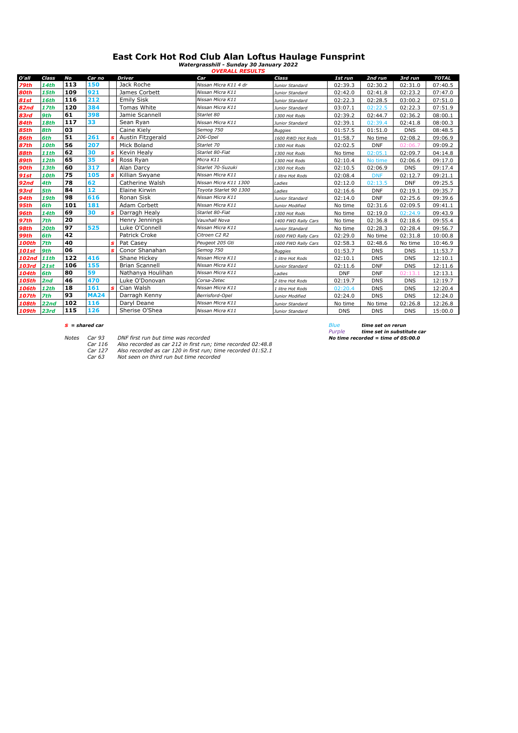# East Cork Hot Rod Club Alan Loftus Haulage Funsprint

***Watergrasshill - Sunday 30 January 2022***

***OVERALL RESULTS***

| O'all | Class | No | Car no | | Driver | Car | Class | 1st run | 2nd run | 3rd run | TOTAL |
|---|---|---|---|---|---|---|---|---|---|---|---|
| 79th | 14th | 113 | 150 | | Jack Roche | Nissan Micra K11 4 dr | Junior Standard | 02:39.3 | 02:30.2 | 02:31.0 | 07:40.5 |
| 80th | 15th | 109 | 921 | | James Corbett | Nissan Micra K11 | Junior Standard | 02:42.0 | 02:41.8 | 02:23.2 | 07:47.0 |
| 81st | 16th | 116 | 212 | | Emily Sisk | Nissan Micra K11 | Junior Standard | 02:22.3 | 02:28.5 | 03:00.2 | 07:51.0 |
| 82nd | 17th | 120 | 384 | | Tomas White | Nissan Micra K11 | Junior Standard | 03:07.1 | 02:22.5 | 02:22.3 | 07:51.9 |
| 83rd | 9th | 61 | 398 | | Jamie Scannell | Starlet 80 | 1300 Hot Rods | 02:39.2 | 02:44.7 | 02:36.2 | 08:00.1 |
| 84th | 18th | 117 | 33 | | Sean Ryan | Nissan Micra K11 | Junior Standard | 02:39.1 | 02:39.4 | 02:41.8 | 08:00.3 |
| 85th | 8th | 03 | | | Caine Kiely | Semog 750 | Buggies | 01:57.5 | 01:51.0 | DNS | 08:48.5 |
| 86th | 6th | 51 | 261 | s | Austin Fitzgerald | 206-Opel | 1600 RWD Hot Rods | 01:58.7 | No time | 02:08.2 | 09:06.9 |
| 87th | 10th | 56 | 207 | | Mick Boland | Starlet 70 | 1300 Hot Rods | 02:02.5 | DNF | 02:06.7 | 09:09.2 |
| 88th | 11th | 62 | 30 | s | Kevin Healy | Starlet 80-Fiat | 1300 Hot Rods | No time | 02:05.1 | 02:09.7 | 04:14.8 |
| 89th | 12th | 65 | 35 | s | Ross Ryan | Micra K11 | 1300 Hot Rods | 02:10.4 | No time | 02:06.6 | 09:17.0 |
| 90th | 13th | 60 | 317 | | Alan Darcy | Starlet 70-Suzuki | 1300 Hot Rods | 02:10.5 | 02:06.9 | DNS | 09:17.4 |
| 91st | 10th | 75 | 105 | s | Killian Swyane | Nissan Micra K11 | 1 litre Hot Rods | 02:08.4 | DNF | 02:12.7 | 09:21.1 |
| 92nd | 4th | 78 | 62 | | Catherine Walsh | Nissan Micra K11 1300 | Ladies | 02:12.0 | 02:13.5 | DNF | 09:25.5 |
| 93rd | 5th | 84 | 12 | | Elaine Kirwin | Toyota Starlet 90 1300 | Ladies | 02:16.6 | DNF | 02:19.1 | 09:35.7 |
| 94th | 19th | 98 | 616 | | Ronan Sisk | Nissan Micra K11 | Junior Standard | 02:14.0 | DNF | 02:25.6 | 09:39.6 |
| 95th | 6th | 101 | 181 | | Adam Corbett | Nissan Micra K11 | Junior Modified | No time | 02:31.6 | 02:09.5 | 09:41.1 |
| 96th | 14th | 69 | 30 | s | Darragh Healy | Starlet 80-Fiat | 1300 Hot Rods | No time | 02:19.0 | 02:24.9 | 09:43.9 |
| 97th | 7th | 20 | | | Henry Jennings | Vauxhall Nova | 1400 FWD Rally Cars | No time | 02:36.8 | 02:18.6 | 09:55.4 |
| 98th | 20th | 97 | 525 | | Luke O'Connell | Nissan Micra K11 | Junior Standard | No time | 02:28.3 | 02:28.4 | 09:56.7 |
| 99th | 6th | 42 | | | Patrick Croke | Citroen C2 R2 | 1600 FWD Rally Cars | 02:29.0 | No time | 02:31.8 | 10:00.8 |
| 100th | 7th | 40 | | s | Pat Casey | Peugeot 205 Gti | 1600 FWD Rally Cars | 02:58.3 | 02:48.6 | No time | 10:46.9 |
| 101st | 9th | 06 | | s | Conor Shanahan | Semog 750 | Buggies | 01:53.7 | DNS | DNS | 11:53.7 |
| 102nd | 11th | 122 | 416 | | Shane Hickey | Nissan Micra K11 | 1 litre Hot Rods | 02:10.1 | DNS | DNS | 12:10.1 |
| 103rd | 21st | 106 | 155 | | Brian Scannell | Nissan Micra K11 | Junior Standard | 02:11.6 | DNF | DNS | 12:11.6 |
| 104th | 6th | 80 | 59 | | Nathanya Houlihan | Nissan Micra K11 | Ladies | DNF | DNF | 02:13.1 | 12:13.1 |
| 105th | 2nd | 46 | 470 | | Luke O'Donovan | Corsa-Zetec | 2 litre Hot Rods | 02:19.7 | DNS | DNS | 12:19.7 |
| 106th | 12th | 18 | 161 | s | Cian Walsh | Nissan Micra K11 | 1 litre Hot Rods | 02:20.4 | DNS | DNS | 12:20.4 |
| 107th | 7th | 93 | MA24 | | Darragh Kenny | Berrisford-Opel | Junior Modified | 02:24.0 | DNS | DNS | 12:24.0 |
| 108th | 22nd | 102 | 116 | | Daryl Deane | Nissan Micra K11 | Junior Standard | No time | No time | 02:26.8 | 12:26.8 |
| 109th | 23rd | 115 | 126 | | Sherise O'Shea | Nissan Micra K11 | Junior Standard | DNS | DNS | DNS | 15:00.0 |

***s = shared car***

*Blue* ***time set on rerun***
*Purple* ***time set in substitute car***
***No time recorded = time of 05:00.0***

*Notes*

- *Car 93* — *DNF first run but time was recorded*
- *Car 116* — *Also recorded as car 212 in first run; time recorded 02:48.8*
- *Car 127* — *Also recorded as car 120 in first run; time recorded 01:52.1*
- *Car 63* — *Not seen on third run but time recorded*